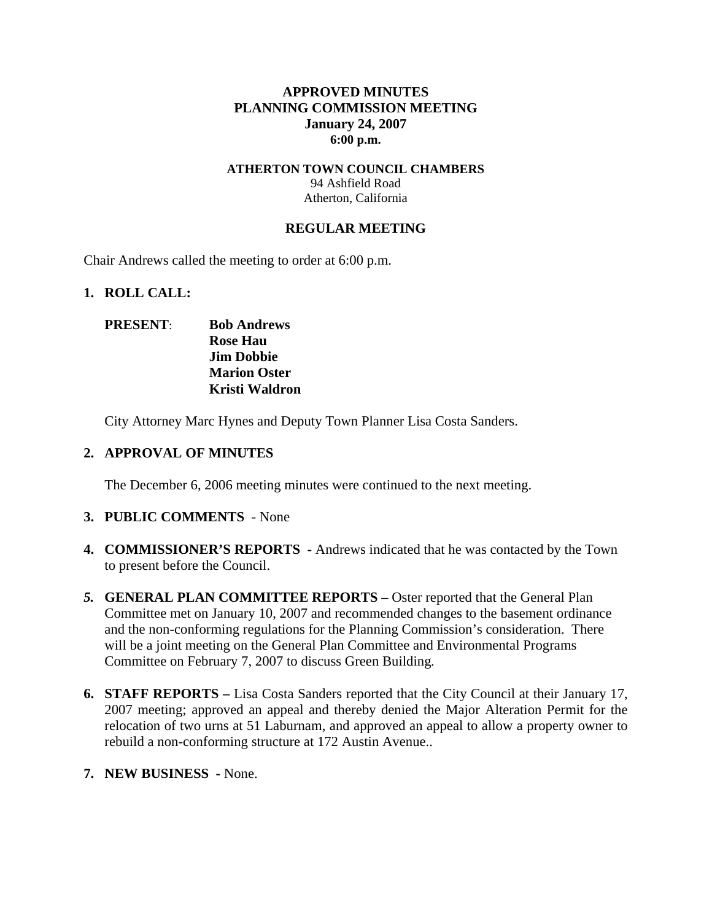**APPROVED MINUTES**
**PLANNING COMMISSION MEETING**
**January 24, 2007**
**6:00 p.m.**

**ATHERTON TOWN COUNCIL CHAMBERS**
94 Ashfield Road
Atherton, California

**REGULAR MEETING**

Chair Andrews called the meeting to order at 6:00 p.m.

1. **ROLL CALL:**

   **PRESENT**: **Bob Andrews**
   **Rose Hau**
   **Jim Dobbie**
   **Marion Oster**
   **Kristi Waldron**

   City Attorney Marc Hynes and Deputy Town Planner Lisa Costa Sanders.

2. **APPROVAL OF MINUTES**

   The December 6, 2006 meeting minutes were continued to the next meeting.

3. **PUBLIC COMMENTS** - None

4. **COMMISSIONER'S REPORTS -** Andrews indicated that he was contacted by the Town to present before the Council.

5. **GENERAL PLAN COMMITTEE REPORTS –** Oster reported that the General Plan Committee met on January 10, 2007 and recommended changes to the basement ordinance and the non-conforming regulations for the Planning Commission's consideration. There will be a joint meeting on the General Plan Committee and Environmental Programs Committee on February 7, 2007 to discuss Green Building.

6. **STAFF REPORTS –** Lisa Costa Sanders reported that the City Council at their January 17, 2007 meeting; approved an appeal and thereby denied the Major Alteration Permit for the relocation of two urns at 51 Laburnam, and approved an appeal to allow a property owner to rebuild a non-conforming structure at 172 Austin Avenue..

7. **NEW BUSINESS -** None.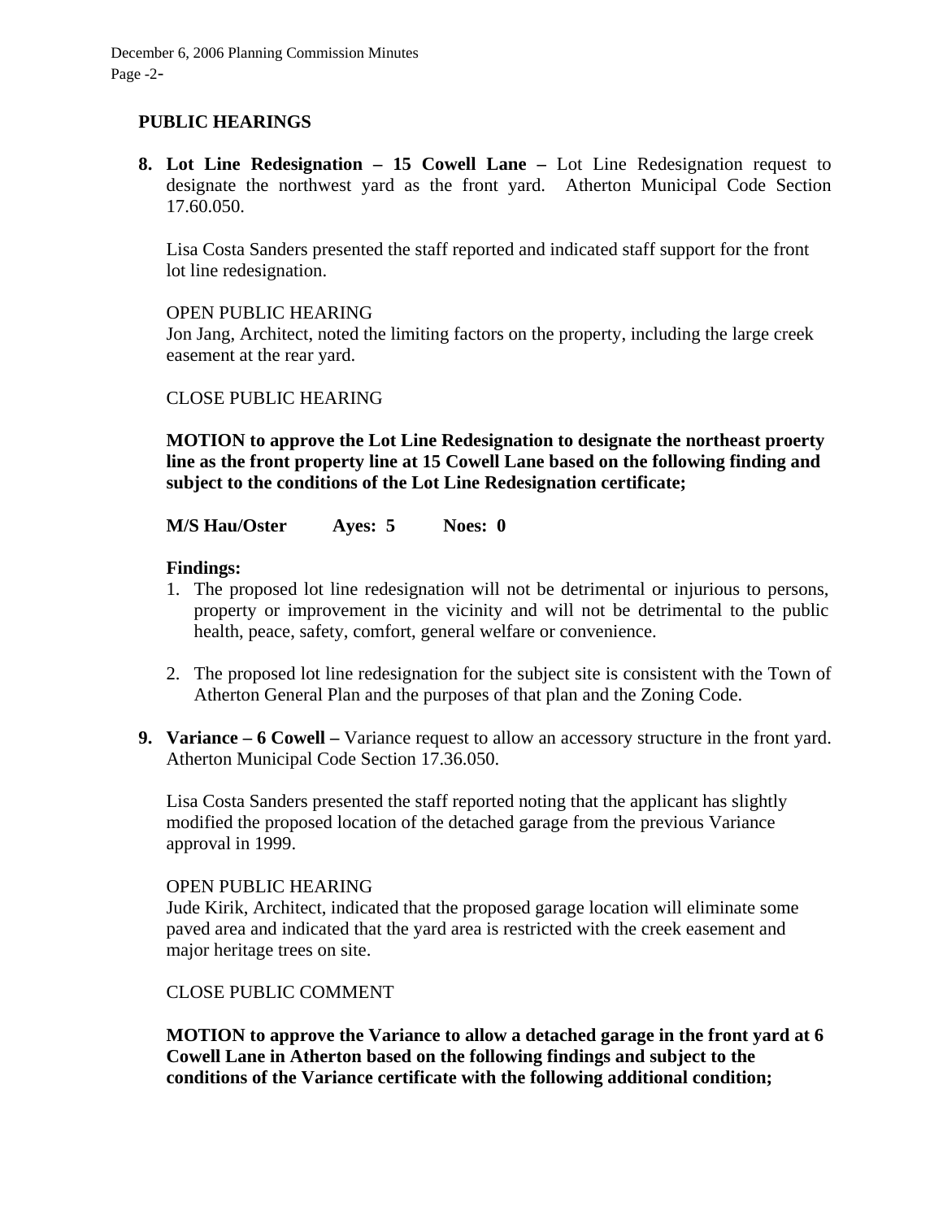## PUBLIC HEARINGS

8. **Lot Line Redesignation – 15 Cowell Lane –** Lot Line Redesignation request to designate the northwest yard as the front yard. Atherton Municipal Code Section 17.60.050.

   Lisa Costa Sanders presented the staff reported and indicated staff support for the front lot line redesignation.

   OPEN PUBLIC HEARING
   Jon Jang, Architect, noted the limiting factors on the property, including the large creek easement at the rear yard.

   CLOSE PUBLIC HEARING

   **MOTION to approve the Lot Line Redesignation to designate the northeast proerty line as the front property line at 15 Cowell Lane based on the following finding and subject to the conditions of the Lot Line Redesignation certificate;**

   **M/S Hau/Oster Ayes: 5 Noes: 0**

   **Findings:**
   1. The proposed lot line redesignation will not be detrimental or injurious to persons, property or improvement in the vicinity and will not be detrimental to the public health, peace, safety, comfort, general welfare or convenience.
   2. The proposed lot line redesignation for the subject site is consistent with the Town of Atherton General Plan and the purposes of that plan and the Zoning Code.

9. **Variance – 6 Cowell –** Variance request to allow an accessory structure in the front yard. Atherton Municipal Code Section 17.36.050.

   Lisa Costa Sanders presented the staff reported noting that the applicant has slightly modified the proposed location of the detached garage from the previous Variance approval in 1999.

   OPEN PUBLIC HEARING
   Jude Kirik, Architect, indicated that the proposed garage location will eliminate some paved area and indicated that the yard area is restricted with the creek easement and major heritage trees on site.

   CLOSE PUBLIC COMMENT

   **MOTION to approve the Variance to allow a detached garage in the front yard at 6 Cowell Lane in Atherton based on the following findings and subject to the conditions of the Variance certificate with the following additional condition;**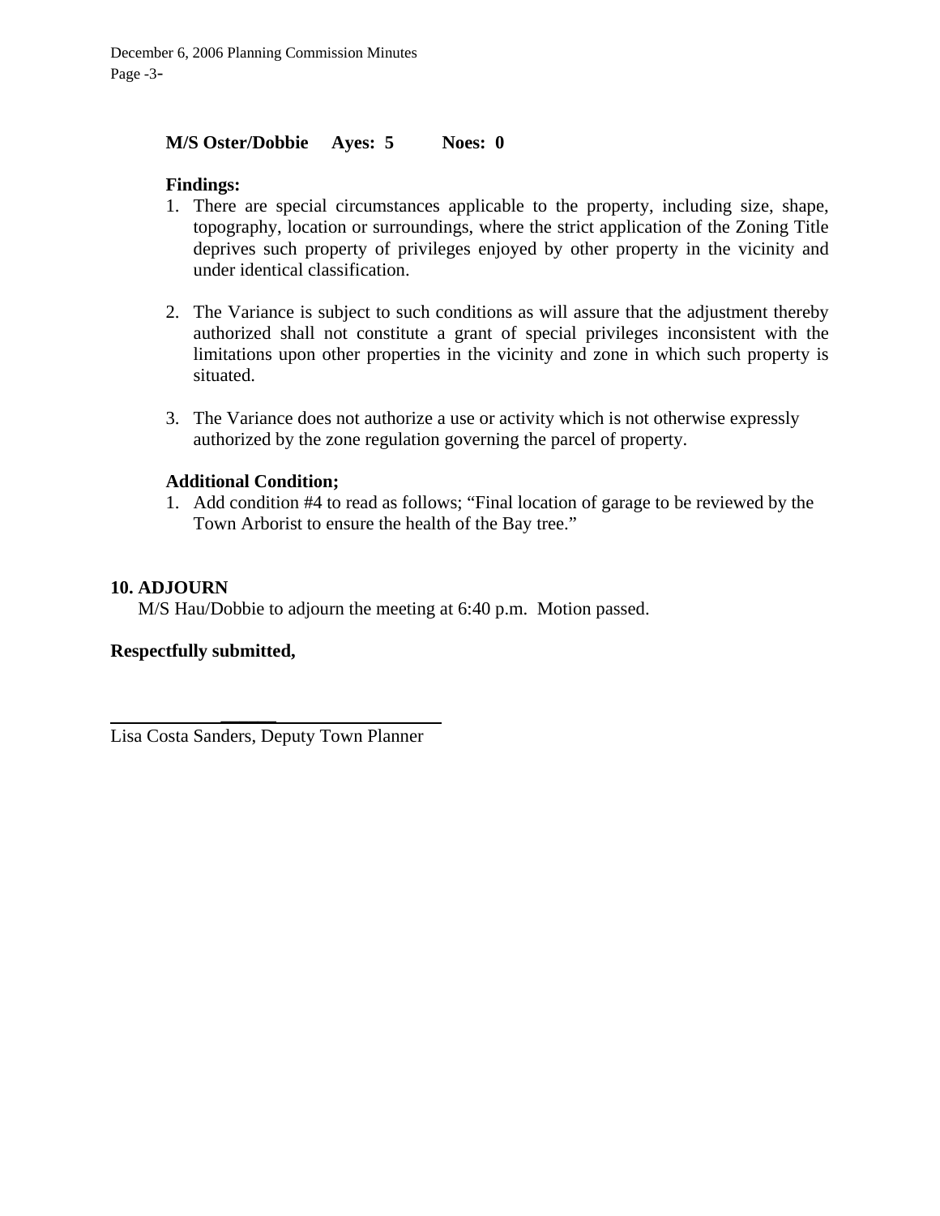**M/S Oster/Dobbie Ayes: 5 Noes: 0**

**Findings:**

1. There are special circumstances applicable to the property, including size, shape, topography, location or surroundings, where the strict application of the Zoning Title deprives such property of privileges enjoyed by other property in the vicinity and under identical classification.

2. The Variance is subject to such conditions as will assure that the adjustment thereby authorized shall not constitute a grant of special privileges inconsistent with the limitations upon other properties in the vicinity and zone in which such property is situated.

3. The Variance does not authorize a use or activity which is not otherwise expressly authorized by the zone regulation governing the parcel of property.

**Additional Condition;**

1. Add condition #4 to read as follows; "Final location of garage to be reviewed by the Town Arborist to ensure the health of the Bay tree."

**10. ADJOURN**

M/S Hau/Dobbie to adjourn the meeting at 6:40 p.m. Motion passed.

**Respectfully submitted,**

\_\_\_\_\_\_\_\_\_\_\_\_\_\_\_\_\_\_\_\_\_\_\_\_\_\_\_\_\_\_

Lisa Costa Sanders, Deputy Town Planner